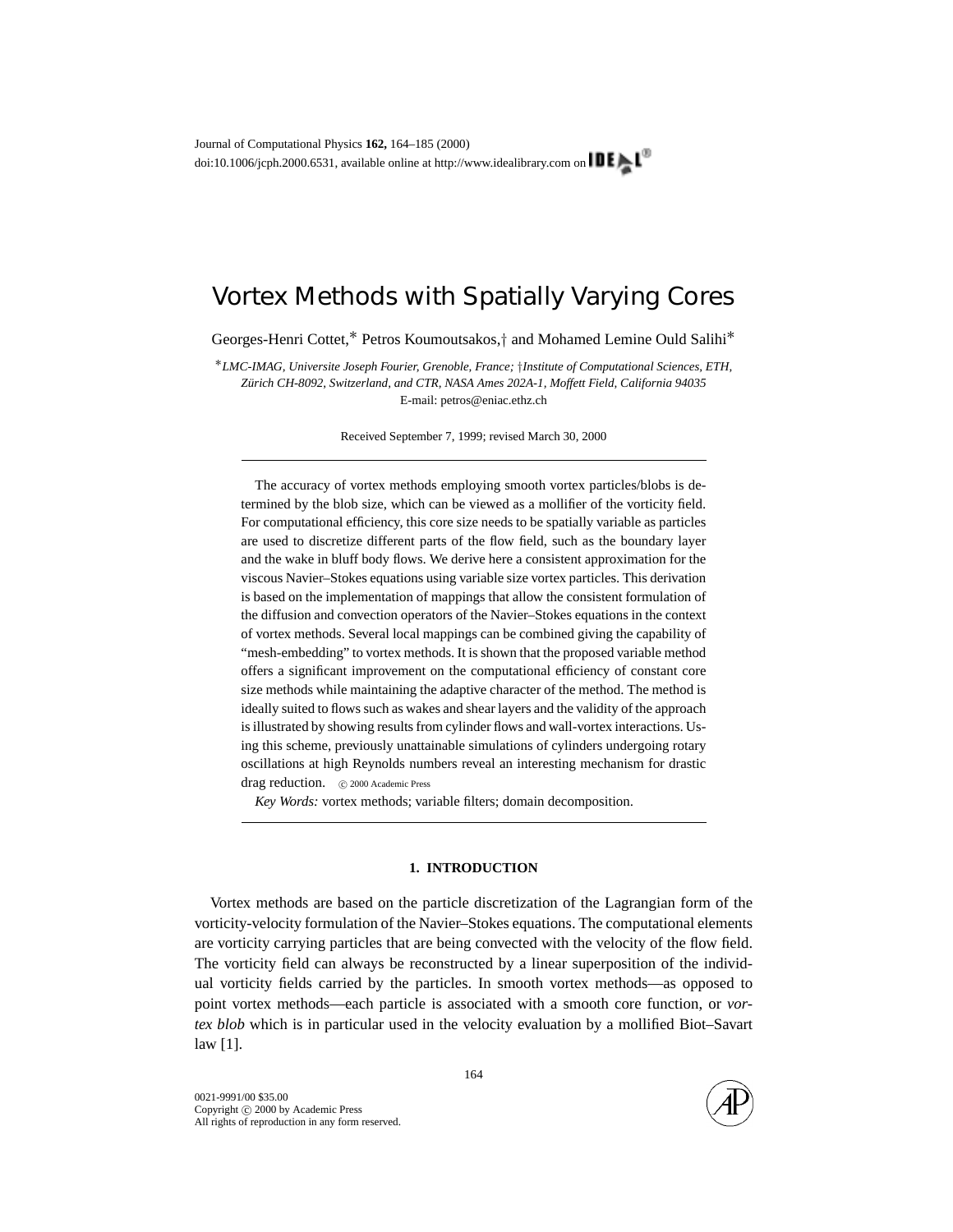# Vortex Methods with Spatially Varying Cores

Georges-Henri Cottet,* Petros Koumoutsakos,† and Mohamed Lemine Ould Salihi*

*LMC-IMAG, Universite Joseph Fourier, Grenoble, France; †Institute of Computational Sciences, ETH, Zürich CH-8092, Switzerland, and CTR, NASA Ames 202A-1, Moffett Field, California 94035*
E-mail: petros@eniac.ethz.ch

Received September 7, 1999; revised March 30, 2000

The accuracy of vortex methods employing smooth vortex particles/blobs is determined by the blob size, which can be viewed as a mollifier of the vorticity field. For computational efficiency, this core size needs to be spatially variable as particles are used to discretize different parts of the flow field, such as the boundary layer and the wake in bluff body flows. We derive here a consistent approximation for the viscous Navier–Stokes equations using variable size vortex particles. This derivation is based on the implementation of mappings that allow the consistent formulation of the diffusion and convection operators of the Navier–Stokes equations in the context of vortex methods. Several local mappings can be combined giving the capability of "mesh-embedding" to vortex methods. It is shown that the proposed variable method offers a significant improvement on the computational efficiency of constant core size methods while maintaining the adaptive character of the method. The method is ideally suited to flows such as wakes and shear layers and the validity of the approach is illustrated by showing results from cylinder flows and wall-vortex interactions. Using this scheme, previously unattainable simulations of cylinders undergoing rotary oscillations at high Reynolds numbers reveal an interesting mechanism for drastic drag reduction. © 2000 Academic Press

*Key Words:* vortex methods; variable filters; domain decomposition.

## 1. INTRODUCTION

Vortex methods are based on the particle discretization of the Lagrangian form of the vorticity-velocity formulation of the Navier–Stokes equations. The computational elements are vorticity carrying particles that are being convected with the velocity of the flow field. The vorticity field can always be reconstructed by a linear superposition of the individual vorticity fields carried by the particles. In smooth vortex methods—as opposed to point vortex methods—each particle is associated with a smooth core function, or *vortex blob* which is in particular used in the velocity evaluation by a mollified Biot–Savart law [1].

0021-9991/00 $35.00
Copyright © 2000 by Academic Press
All rights of reproduction in any form reserved.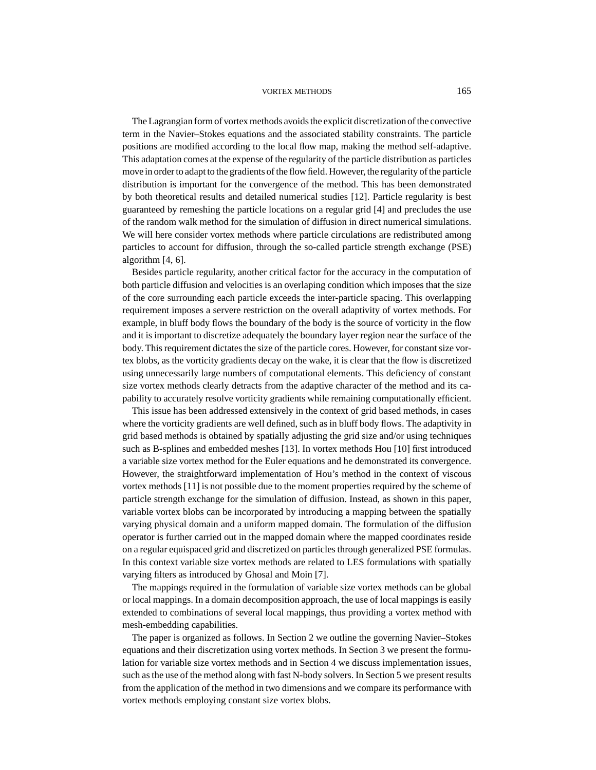The Lagrangian form of vortex methods avoids the explicit discretization of the convective term in the Navier–Stokes equations and the associated stability constraints. The particle positions are modified according to the local flow map, making the method self-adaptive. This adaptation comes at the expense of the regularity of the particle distribution as particles move in order to adapt to the gradients of the flow field. However, the regularity of the particle distribution is important for the convergence of the method. This has been demonstrated by both theoretical results and detailed numerical studies [12]. Particle regularity is best guaranteed by remeshing the particle locations on a regular grid [4] and precludes the use of the random walk method for the simulation of diffusion in direct numerical simulations. We will here consider vortex methods where particle circulations are redistributed among particles to account for diffusion, through the so-called particle strength exchange (PSE) algorithm [4, 6].

Besides particle regularity, another critical factor for the accuracy in the computation of both particle diffusion and velocities is an overlaping condition which imposes that the size of the core surrounding each particle exceeds the inter-particle spacing. This overlapping requirement imposes a servere restriction on the overall adaptivity of vortex methods. For example, in bluff body flows the boundary of the body is the source of vorticity in the flow and it is important to discretize adequately the boundary layer region near the surface of the body. This requirement dictates the size of the particle cores. However, for constant size vortex blobs, as the vorticity gradients decay on the wake, it is clear that the flow is discretized using unnecessarily large numbers of computational elements. This deficiency of constant size vortex methods clearly detracts from the adaptive character of the method and its capability to accurately resolve vorticity gradients while remaining computationally efficient.

This issue has been addressed extensively in the context of grid based methods, in cases where the vorticity gradients are well defined, such as in bluff body flows. The adaptivity in grid based methods is obtained by spatially adjusting the grid size and/or using techniques such as B-splines and embedded meshes [13]. In vortex methods Hou [10] first introduced a variable size vortex method for the Euler equations and he demonstrated its convergence. However, the straightforward implementation of Hou's method in the context of viscous vortex methods [11] is not possible due to the moment properties required by the scheme of particle strength exchange for the simulation of diffusion. Instead, as shown in this paper, variable vortex blobs can be incorporated by introducing a mapping between the spatially varying physical domain and a uniform mapped domain. The formulation of the diffusion operator is further carried out in the mapped domain where the mapped coordinates reside on a regular equispaced grid and discretized on particles through generalized PSE formulas. In this context variable size vortex methods are related to LES formulations with spatially varying filters as introduced by Ghosal and Moin [7].

The mappings required in the formulation of variable size vortex methods can be global or local mappings. In a domain decomposition approach, the use of local mappings is easily extended to combinations of several local mappings, thus providing a vortex method with mesh-embedding capabilities.

The paper is organized as follows. In Section 2 we outline the governing Navier–Stokes equations and their discretization using vortex methods. In Section 3 we present the formulation for variable size vortex methods and in Section 4 we discuss implementation issues, such as the use of the method along with fast N-body solvers. In Section 5 we present results from the application of the method in two dimensions and we compare its performance with vortex methods employing constant size vortex blobs.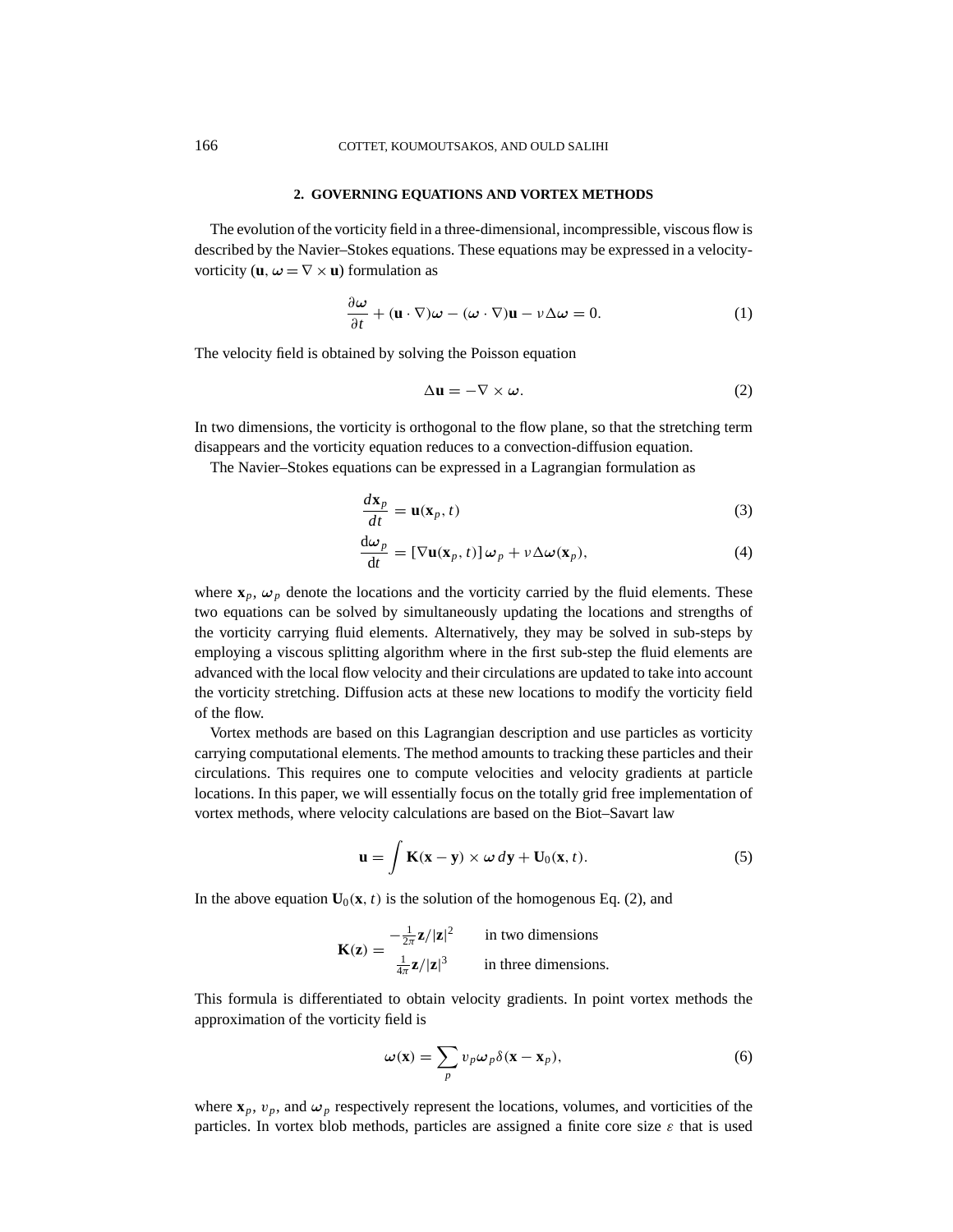## 2. GOVERNING EQUATIONS AND VORTEX METHODS

The evolution of the vorticity field in a three-dimensional, incompressible, viscous flow is described by the Navier–Stokes equations. These equations may be expressed in a velocity-vorticity ($\mathbf{u}$, $\boldsymbol{\omega} = \nabla \times \mathbf{u}$) formulation as

$$\frac{\partial \boldsymbol{\omega}}{\partial t} + (\mathbf{u} \cdot \nabla)\boldsymbol{\omega} - (\boldsymbol{\omega} \cdot \nabla)\mathbf{u} - \nu \Delta \boldsymbol{\omega} = 0. \tag{1}$$

The velocity field is obtained by solving the Poisson equation

$$\Delta \mathbf{u} = -\nabla \times \boldsymbol{\omega}. \tag{2}$$

In two dimensions, the vorticity is orthogonal to the flow plane, so that the stretching term disappears and the vorticity equation reduces to a convection-diffusion equation.

The Navier–Stokes equations can be expressed in a Lagrangian formulation as

$$\frac{d\mathbf{x}_p}{dt} = \mathbf{u}(\mathbf{x}_p, t) \tag{3}$$

$$\frac{\mathrm{d}\boldsymbol{\omega}_p}{\mathrm{d}t} = [\nabla \mathbf{u}(\mathbf{x}_p, t)]\, \boldsymbol{\omega}_p + \nu \Delta \boldsymbol{\omega}(\mathbf{x}_p), \tag{4}$$

where $\mathbf{x}_p$, $\boldsymbol{\omega}_p$ denote the locations and the vorticity carried by the fluid elements. These two equations can be solved by simultaneously updating the locations and strengths of the vorticity carrying fluid elements. Alternatively, they may be solved in sub-steps by employing a viscous splitting algorithm where in the first sub-step the fluid elements are advanced with the local flow velocity and their circulations are updated to take into account the vorticity stretching. Diffusion acts at these new locations to modify the vorticity field of the flow.

Vortex methods are based on this Lagrangian description and use particles as vorticity carrying computational elements. The method amounts to tracking these particles and their circulations. This requires one to compute velocities and velocity gradients at particle locations. In this paper, we will essentially focus on the totally grid free implementation of vortex methods, where velocity calculations are based on the Biot–Savart law

$$\mathbf{u} = \int \mathbf{K}(\mathbf{x} - \mathbf{y}) \times \boldsymbol{\omega}\, d\mathbf{y} + \mathbf{U}_0(\mathbf{x}, t). \tag{5}$$

In the above equation $\mathbf{U}_0(\mathbf{x}, t)$ is the solution of the homogenous Eq. (2), and

$$\mathbf{K}(\mathbf{z}) = \begin{matrix} -\frac{1}{2\pi}\mathbf{z}/|\mathbf{z}|^2 & \text{in two dimensions} \\ \frac{1}{4\pi}\mathbf{z}/|\mathbf{z}|^3 & \text{in three dimensions.} \end{matrix}$$

This formula is differentiated to obtain velocity gradients. In point vortex methods the approximation of the vorticity field is

$$\boldsymbol{\omega}(\mathbf{x}) = \sum_p v_p \boldsymbol{\omega}_p \delta(\mathbf{x} - \mathbf{x}_p), \tag{6}$$

where $\mathbf{x}_p$, $v_p$, and $\boldsymbol{\omega}_p$ respectively represent the locations, volumes, and vorticities of the particles. In vortex blob methods, particles are assigned a finite core size $\varepsilon$ that is used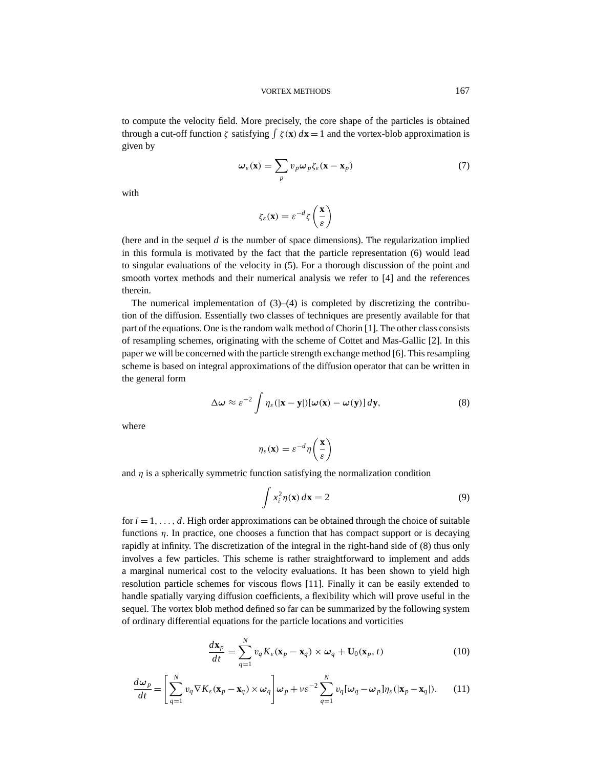to compute the velocity field. More precisely, the core shape of the particles is obtained through a cut-off function $\zeta$ satisfying $\int \zeta(\mathbf{x})\, d\mathbf{x} = 1$ and the vortex-blob approximation is given by

$$\boldsymbol{\omega}_\varepsilon(\mathbf{x}) = \sum_p v_p \boldsymbol{\omega}_p \zeta_\varepsilon(\mathbf{x} - \mathbf{x}_p) \tag{7}$$

with

$$\zeta_\varepsilon(\mathbf{x}) = \varepsilon^{-d} \zeta\left(\frac{\mathbf{x}}{\varepsilon}\right)$$

(here and in the sequel $d$ is the number of space dimensions). The regularization implied in this formula is motivated by the fact that the particle representation (6) would lead to singular evaluations of the velocity in (5). For a thorough discussion of the point and smooth vortex methods and their numerical analysis we refer to [4] and the references therein.

The numerical implementation of (3)–(4) is completed by discretizing the contribution of the diffusion. Essentially two classes of techniques are presently available for that part of the equations. One is the random walk method of Chorin [1]. The other class consists of resampling schemes, originating with the scheme of Cottet and Mas-Gallic [2]. In this paper we will be concerned with the particle strength exchange method [6]. This resampling scheme is based on integral approximations of the diffusion operator that can be written in the general form

$$\Delta \boldsymbol{\omega} \approx \varepsilon^{-2} \int \eta_\varepsilon(|\mathbf{x} - \mathbf{y}|)[\boldsymbol{\omega}(\mathbf{x}) - \boldsymbol{\omega}(\mathbf{y})]\, d\mathbf{y}, \tag{8}$$

where

$$\eta_\varepsilon(\mathbf{x}) = \varepsilon^{-d} \eta\left(\frac{\mathbf{x}}{\varepsilon}\right)$$

and $\eta$ is a spherically symmetric function satisfying the normalization condition

$$\int x_i^2 \eta(\mathbf{x})\, d\mathbf{x} = 2 \tag{9}$$

for $i = 1, \ldots, d$. High order approximations can be obtained through the choice of suitable functions $\eta$. In practice, one chooses a function that has compact support or is decaying rapidly at infinity. The discretization of the integral in the right-hand side of (8) thus only involves a few particles. This scheme is rather straightforward to implement and adds a marginal numerical cost to the velocity evaluations. It has been shown to yield high resolution particle schemes for viscous flows [11]. Finally it can be easily extended to handle spatially varying diffusion coefficients, a flexibility which will prove useful in the sequel. The vortex blob method defined so far can be summarized by the following system of ordinary differential equations for the particle locations and vorticities

$$\frac{d\mathbf{x}_p}{dt} = \sum_{q=1}^{N} v_q K_\varepsilon(\mathbf{x}_p - \mathbf{x}_q) \times \boldsymbol{\omega}_q + \mathbf{U}_0(\mathbf{x}_p, t) \tag{10}$$

$$\frac{d\boldsymbol{\omega}_p}{dt} = \left[\sum_{q=1}^{N} v_q \nabla K_\varepsilon(\mathbf{x}_p - \mathbf{x}_q) \times \boldsymbol{\omega}_q\right] \boldsymbol{\omega}_p + \nu \varepsilon^{-2} \sum_{q=1}^{N} v_q [\boldsymbol{\omega}_q - \boldsymbol{\omega}_p] \eta_\varepsilon(|\mathbf{x}_p - \mathbf{x}_q|). \tag{11}$$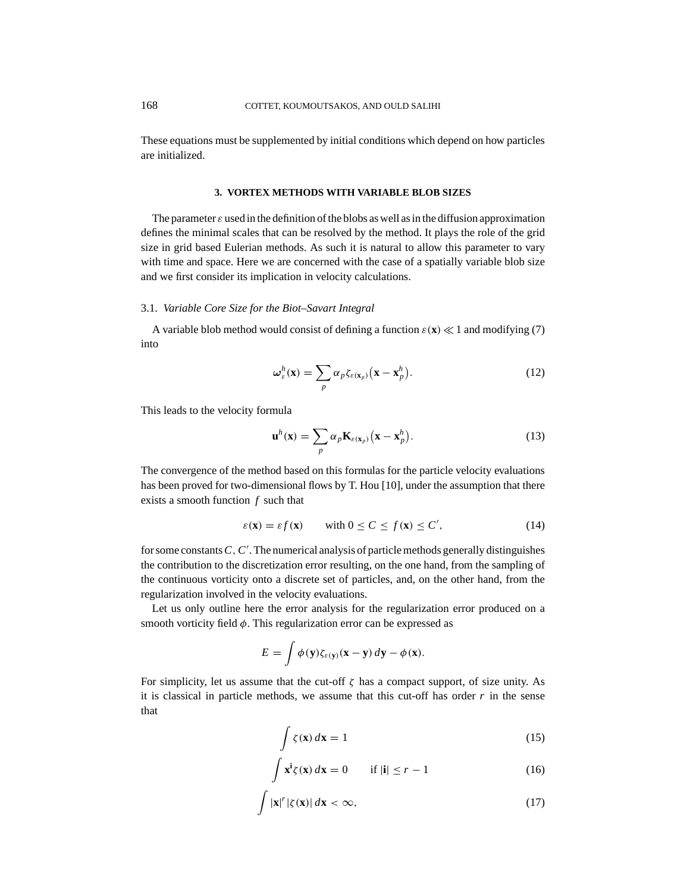These equations must be supplemented by initial conditions which depend on how particles are initialized.

## 3. VORTEX METHODS WITH VARIABLE BLOB SIZES

The parameter $\varepsilon$ used in the definition of the blobs as well as in the diffusion approximation defines the minimal scales that can be resolved by the method. It plays the role of the grid size in grid based Eulerian methods. As such it is natural to allow this parameter to vary with time and space. Here we are concerned with the case of a spatially variable blob size and we first consider its implication in velocity calculations.

### 3.1. *Variable Core Size for the Biot–Savart Integral*

A variable blob method would consist of defining a function $\varepsilon(\mathbf{x}) \ll 1$ and modifying (7) into

$$\boldsymbol{\omega}_{\varepsilon}^{h}(\mathbf{x}) = \sum_{p} \alpha_{p} \zeta_{\varepsilon(\mathbf{x}_p)}\big(\mathbf{x} - \mathbf{x}_{p}^{h}\big). \tag{12}$$

This leads to the velocity formula

$$\mathbf{u}^{h}(\mathbf{x}) = \sum_{p} \alpha_{p} \mathbf{K}_{\varepsilon(\mathbf{x}_p)}\big(\mathbf{x} - \mathbf{x}_{p}^{h}\big). \tag{13}$$

The convergence of the method based on this formulas for the particle velocity evaluations has been proved for two-dimensional flows by T. Hou [10], under the assumption that there exists a smooth function $f$ such that

$$\varepsilon(\mathbf{x}) = \varepsilon f(\mathbf{x}) \qquad \text{with } 0 \le C \le f(\mathbf{x}) \le C', \tag{14}$$

for some constants $C$, $C'$. The numerical analysis of particle methods generally distinguishes the contribution to the discretization error resulting, on the one hand, from the sampling of the continuous vorticity onto a discrete set of particles, and, on the other hand, from the regularization involved in the velocity evaluations.

Let us only outline here the error analysis for the regularization error produced on a smooth vorticity field $\phi$. This regularization error can be expressed as

$$E = \int \phi(\mathbf{y}) \zeta_{\varepsilon(\mathbf{y})}(\mathbf{x} - \mathbf{y})\, d\mathbf{y} - \phi(\mathbf{x}).$$

For simplicity, let us assume that the cut-off $\zeta$ has a compact support, of size unity. As it is classical in particle methods, we assume that this cut-off has order $r$ in the sense that

$$\int \zeta(\mathbf{x})\, d\mathbf{x} = 1 \tag{15}$$

$$\int \mathbf{x}^{\mathbf{i}} \zeta(\mathbf{x})\, d\mathbf{x} = 0 \qquad \text{if } |\mathbf{i}| \le r - 1 \tag{16}$$

$$\int |\mathbf{x}|^{r} |\zeta(\mathbf{x})|\, d\mathbf{x} < \infty, \tag{17}$$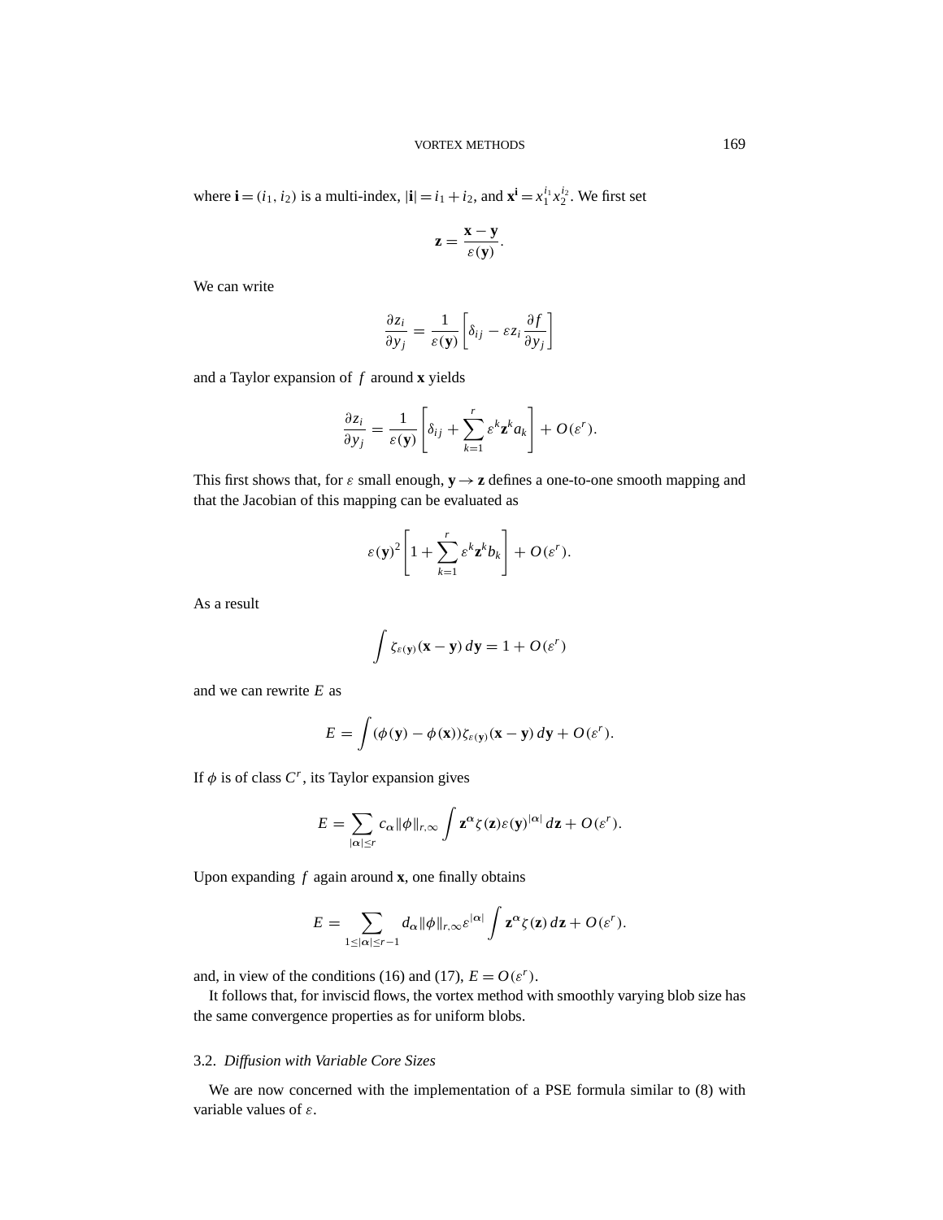where $\mathbf{i} = (i_1, i_2)$ is a multi-index, $|\mathbf{i}| = i_1 + i_2$, and $\mathbf{x}^{\mathbf{i}} = x_1^{i_1} x_2^{i_2}$. We first set

$$\mathbf{z} = \frac{\mathbf{x} - \mathbf{y}}{\varepsilon(\mathbf{y})}.$$

We can write

$$\frac{\partial z_i}{\partial y_j} = \frac{1}{\varepsilon(\mathbf{y})}\left[\delta_{ij} - \varepsilon z_i \frac{\partial f}{\partial y_j}\right]$$

and a Taylor expansion of $f$ around $\mathbf{x}$ yields

$$\frac{\partial z_i}{\partial y_j} = \frac{1}{\varepsilon(\mathbf{y})}\left[\delta_{ij} + \sum_{k=1}^{r} \varepsilon^k \mathbf{z}^k a_k\right] + O(\varepsilon^r).$$

This first shows that, for $\varepsilon$ small enough, $\mathbf{y} \to \mathbf{z}$ defines a one-to-one smooth mapping and that the Jacobian of this mapping can be evaluated as

$$\varepsilon(\mathbf{y})^2\left[1 + \sum_{k=1}^{r} \varepsilon^k \mathbf{z}^k b_k\right] + O(\varepsilon^r).$$

As a result

$$\int \zeta_{\varepsilon(\mathbf{y})}(\mathbf{x} - \mathbf{y})\, d\mathbf{y} = 1 + O(\varepsilon^r)$$

and we can rewrite $E$ as

$$E = \int (\phi(\mathbf{y}) - \phi(\mathbf{x}))\zeta_{\varepsilon(\mathbf{y})}(\mathbf{x} - \mathbf{y})\, d\mathbf{y} + O(\varepsilon^r).$$

If $\phi$ is of class $C^r$, its Taylor expansion gives

$$E = \sum_{|\boldsymbol{\alpha}| \le r} c_{\boldsymbol{\alpha}} \|\phi\|_{r,\infty} \int \mathbf{z}^{\boldsymbol{\alpha}} \zeta(\mathbf{z}) \varepsilon(\mathbf{y})^{|\boldsymbol{\alpha}|}\, d\mathbf{z} + O(\varepsilon^r).$$

Upon expanding $f$ again around $\mathbf{x}$, one finally obtains

$$E = \sum_{1 \le |\boldsymbol{\alpha}| \le r-1} d_{\boldsymbol{\alpha}} \|\phi\|_{r,\infty} \varepsilon^{|\boldsymbol{\alpha}|} \int \mathbf{z}^{\boldsymbol{\alpha}} \zeta(\mathbf{z})\, d\mathbf{z} + O(\varepsilon^r).$$

and, in view of the conditions (16) and (17), $E = O(\varepsilon^r)$.

It follows that, for inviscid flows, the vortex method with smoothly varying blob size has the same convergence properties as for uniform blobs.

### 3.2. *Diffusion with Variable Core Sizes*

We are now concerned with the implementation of a PSE formula similar to (8) with variable values of $\varepsilon$.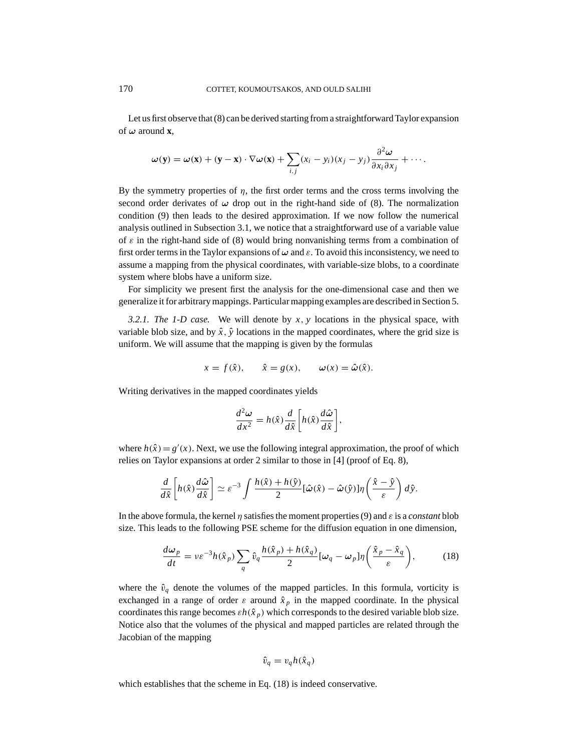Let us first observe that (8) can be derived starting from a straightforward Taylor expansion of $\boldsymbol{\omega}$ around $\mathbf{x}$,

$$\boldsymbol{\omega}(\mathbf{y}) = \boldsymbol{\omega}(\mathbf{x}) + (\mathbf{y} - \mathbf{x}) \cdot \nabla \boldsymbol{\omega}(\mathbf{x}) + \sum_{i,j} (x_i - y_i)(x_j - y_j) \frac{\partial^2 \boldsymbol{\omega}}{\partial x_i \partial x_j} + \cdots.$$

By the symmetry properties of $\eta$, the first order terms and the cross terms involving the second order derivates of $\boldsymbol{\omega}$ drop out in the right-hand side of (8). The normalization condition (9) then leads to the desired approximation. If we now follow the numerical analysis outlined in Subsection 3.1, we notice that a straightforward use of a variable value of $\varepsilon$ in the right-hand side of (8) would bring nonvanishing terms from a combination of first order terms in the Taylor expansions of $\boldsymbol{\omega}$ and $\varepsilon$. To avoid this inconsistency, we need to assume a mapping from the physical coordinates, with variable-size blobs, to a coordinate system where blobs have a uniform size.

For simplicity we present first the analysis for the one-dimensional case and then we generalize it for arbitrary mappings. Particular mapping examples are described in Section 5.

*3.2.1. The 1-D case.* We will denote by $x, y$ locations in the physical space, with variable blob size, and by $\hat{x}, \hat{y}$ locations in the mapped coordinates, where the grid size is uniform. We will assume that the mapping is given by the formulas

$$x = f(\hat{x}), \qquad \hat{x} = g(x), \qquad \boldsymbol{\omega}(x) = \hat{\boldsymbol{\omega}}(\hat{x}).$$

Writing derivatives in the mapped coordinates yields

$$\frac{d^2 \boldsymbol{\omega}}{dx^2} = h(\hat{x}) \frac{d}{d\hat{x}} \left[ h(\hat{x}) \frac{d\hat{\boldsymbol{\omega}}}{d\hat{x}} \right],$$

where $h(\hat{x}) = g'(x)$. Next, we use the following integral approximation, the proof of which relies on Taylor expansions at order 2 similar to those in [4] (proof of Eq. 8),

$$\frac{d}{d\hat{x}} \left[ h(\hat{x}) \frac{d\hat{\boldsymbol{\omega}}}{d\hat{x}} \right] \simeq \varepsilon^{-3} \int \frac{h(\hat{x}) + h(\hat{y})}{2} [\hat{\boldsymbol{\omega}}(\hat{x}) - \hat{\boldsymbol{\omega}}(\hat{y})] \eta \left( \frac{\hat{x} - \hat{y}}{\varepsilon} \right) d\hat{y}.$$

In the above formula, the kernel $\eta$ satisfies the moment properties (9) and $\varepsilon$ is a *constant* blob size. This leads to the following PSE scheme for the diffusion equation in one dimension,

$$\frac{d\boldsymbol{\omega}_p}{dt} = \nu \varepsilon^{-3} h(\hat{x}_p) \sum_q \hat{v}_q \frac{h(\hat{x}_p) + h(\hat{x}_q)}{2} [\boldsymbol{\omega}_q - \boldsymbol{\omega}_p] \eta \left( \frac{\hat{x}_p - \hat{x}_q}{\varepsilon} \right), \tag{18}$$

where the $\hat{v}_q$ denote the volumes of the mapped particles. In this formula, vorticity is exchanged in a range of order $\varepsilon$ around $\hat{x}_p$ in the mapped coordinate. In the physical coordinates this range becomes $\varepsilon h(\hat{x}_p)$ which corresponds to the desired variable blob size. Notice also that the volumes of the physical and mapped particles are related through the Jacobian of the mapping

$$\hat{v}_q = v_q h(\hat{x}_q)$$

which establishes that the scheme in Eq. (18) is indeed conservative.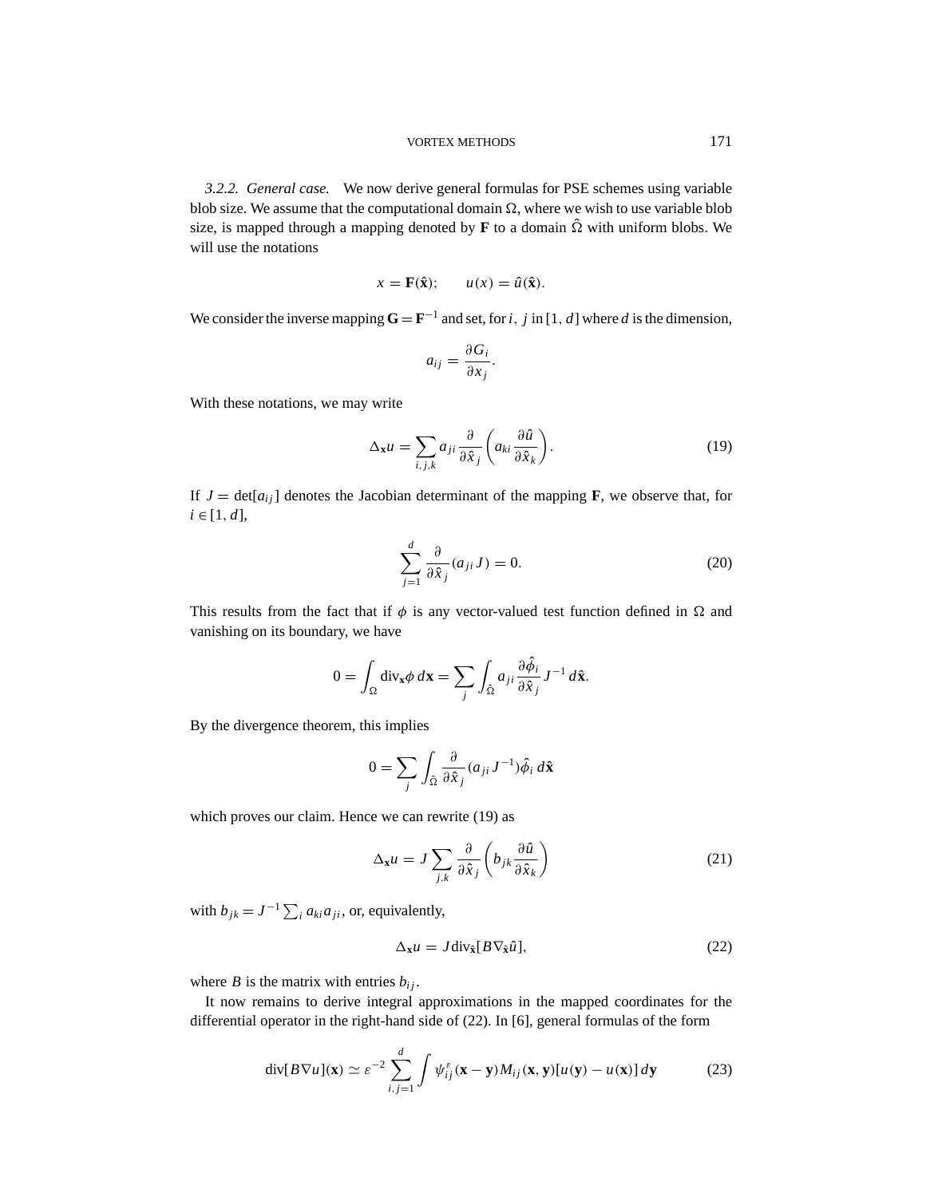*3.2.2. General case.* We now derive general formulas for PSE schemes using variable blob size. We assume that the computational domain $\Omega$, where we wish to use variable blob size, is mapped through a mapping denoted by $\mathbf{F}$ to a domain $\hat{\Omega}$ with uniform blobs. We will use the notations

$$x = \mathbf{F}(\hat{\mathbf{x}}); \qquad u(x) = \hat{u}(\hat{\mathbf{x}}).$$

We consider the inverse mapping $\mathbf{G} = \mathbf{F}^{-1}$ and set, for $i, j$ in $[1, d]$ where $d$ is the dimension,

$$a_{ij} = \frac{\partial G_i}{\partial x_j}.$$

With these notations, we may write

$$\Delta_{\mathbf{x}} u = \sum_{i,j,k} a_{ji} \frac{\partial}{\partial \hat{x}_j}\left( a_{ki} \frac{\partial \hat{u}}{\partial \hat{x}_k}\right). \tag{19}$$

If $J = \det[a_{ij}]$ denotes the Jacobian determinant of the mapping $\mathbf{F}$, we observe that, for $i \in [1, d]$,

$$\sum_{j=1}^{d} \frac{\partial}{\partial \hat{x}_j}(a_{ji} J) = 0. \tag{20}$$

This results from the fact that if $\phi$ is any vector-valued test function defined in $\Omega$ and vanishing on its boundary, we have

$$0 = \int_{\Omega} \mathrm{div}_{\mathbf{x}} \phi \, d\mathbf{x} = \sum_j \int_{\hat{\Omega}} a_{ji} \frac{\partial \hat{\phi}_i}{\partial \hat{x}_j} J^{-1} \, d\hat{\mathbf{x}}.$$

By the divergence theorem, this implies

$$0 = \sum_j \int_{\hat{\Omega}} \frac{\partial}{\partial \hat{x}_j}(a_{ji} J^{-1}) \hat{\phi}_i \, d\hat{\mathbf{x}}$$

which proves our claim. Hence we can rewrite (19) as

$$\Delta_{\mathbf{x}} u = J \sum_{j,k} \frac{\partial}{\partial \hat{x}_j}\left( b_{jk} \frac{\partial \hat{u}}{\partial \hat{x}_k}\right) \tag{21}$$

with $b_{jk} = J^{-1} \sum_i a_{ki} a_{ji}$, or, equivalently,

$$\Delta_{\mathbf{x}} u = J \, \mathrm{div}_{\hat{\mathbf{x}}}[B \nabla_{\hat{\mathbf{x}}} \hat{u}], \tag{22}$$

where $B$ is the matrix with entries $b_{ij}$.

It now remains to derive integral approximations in the mapped coordinates for the differential operator in the right-hand side of (22). In [6], general formulas of the form

$$\mathrm{div}[B \nabla u](\mathbf{x}) \simeq \varepsilon^{-2} \sum_{i,j=1}^{d} \int \psi_{ij}^{\varepsilon}(\mathbf{x} - \mathbf{y}) M_{ij}(\mathbf{x}, \mathbf{y})[u(\mathbf{y}) - u(\mathbf{x})] \, d\mathbf{y} \tag{23}$$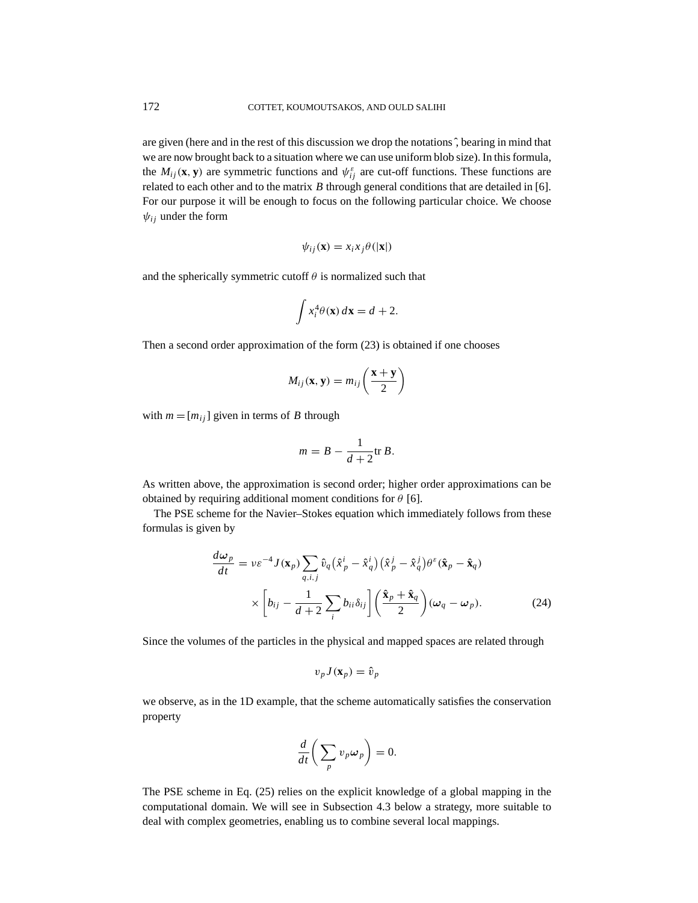are given (here and in the rest of this discussion we drop the notations $\hat{}$, bearing in mind that we are now brought back to a situation where we can use uniform blob size). In this formula, the $M_{ij}(\mathbf{x}, \mathbf{y})$ are symmetric functions and $\psi_{ij}^{\varepsilon}$ are cut-off functions. These functions are related to each other and to the matrix $B$ through general conditions that are detailed in [6]. For our purpose it will be enough to focus on the following particular choice. We choose $\psi_{ij}$ under the form

$$\psi_{ij}(\mathbf{x}) = x_i x_j \theta(|\mathbf{x}|)$$

and the spherically symmetric cutoff $\theta$ is normalized such that

$$\int x_i^4 \theta(\mathbf{x})\, d\mathbf{x} = d + 2.$$

Then a second order approximation of the form (23) is obtained if one chooses

$$M_{ij}(\mathbf{x}, \mathbf{y}) = m_{ij}\left(\frac{\mathbf{x} + \mathbf{y}}{2}\right)$$

with $m = [m_{ij}]$ given in terms of $B$ through

$$m = B - \frac{1}{d+2} \operatorname{tr} B.$$

As written above, the approximation is second order; higher order approximations can be obtained by requiring additional moment conditions for $\theta$ [6].

The PSE scheme for the Navier–Stokes equation which immediately follows from these formulas is given by

$$\begin{aligned} \frac{d\boldsymbol{\omega}_p}{dt} &= \nu \varepsilon^{-4} J(\mathbf{x}_p) \sum_{q,i,j} \hat{v}_q \left(\hat{x}_p^i - \hat{x}_q^i\right)\left(\hat{x}_p^j - \hat{x}_q^j\right) \theta^{\varepsilon}(\hat{\mathbf{x}}_p - \hat{\mathbf{x}}_q) \\ &\quad \times \left[b_{ij} - \frac{1}{d+2} \sum_i b_{ii} \delta_{ij}\right] \left(\frac{\hat{\mathbf{x}}_p + \hat{\mathbf{x}}_q}{2}\right) (\boldsymbol{\omega}_q - \boldsymbol{\omega}_p). \end{aligned} \tag{24}$$

Since the volumes of the particles in the physical and mapped spaces are related through

$$v_p J(\mathbf{x}_p) = \hat{v}_p$$

we observe, as in the 1D example, that the scheme automatically satisfies the conservation property

$$\frac{d}{dt}\left(\sum_p v_p \boldsymbol{\omega}_p\right) = 0.$$

The PSE scheme in Eq. (25) relies on the explicit knowledge of a global mapping in the computational domain. We will see in Subsection 4.3 below a strategy, more suitable to deal with complex geometries, enabling us to combine several local mappings.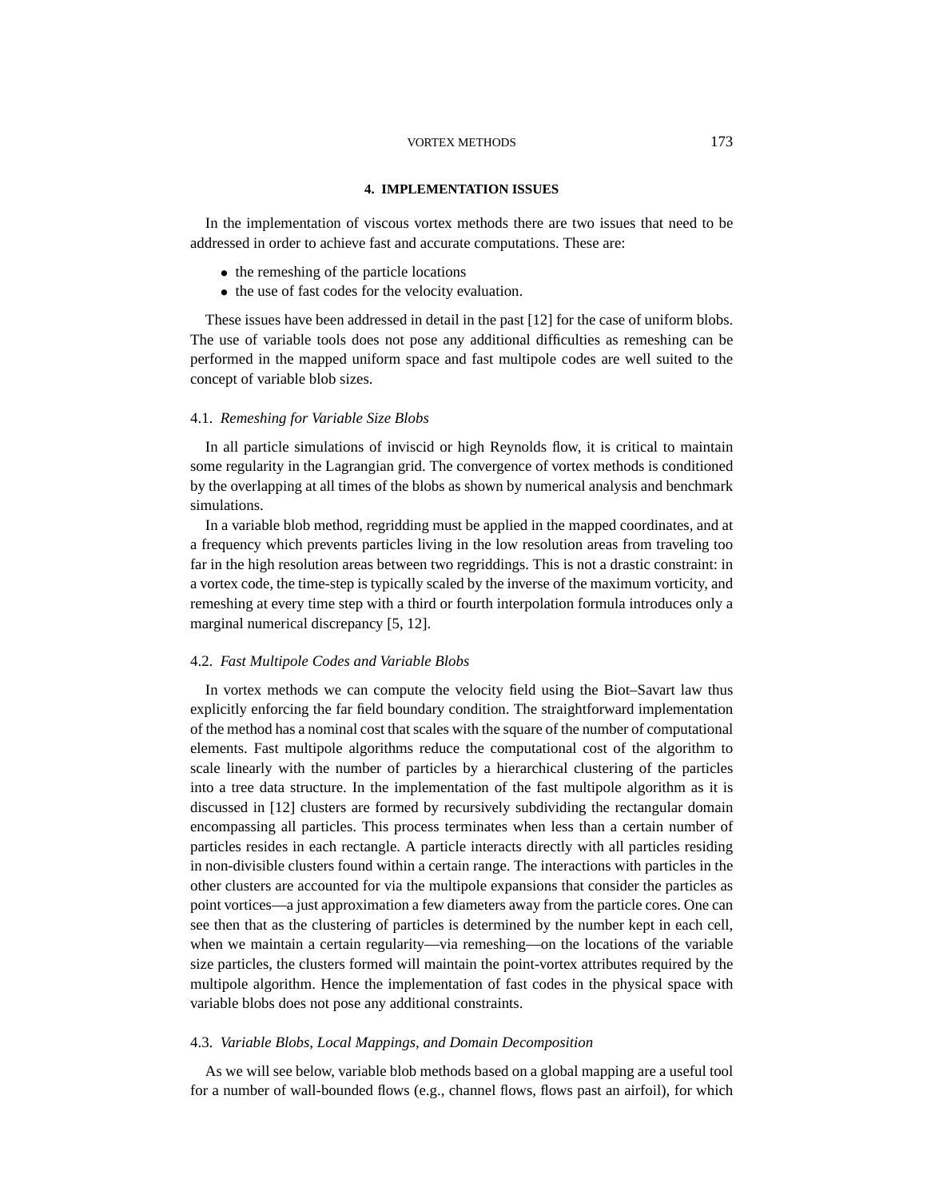## 4. IMPLEMENTATION ISSUES

In the implementation of viscous vortex methods there are two issues that need to be addressed in order to achieve fast and accurate computations. These are:

- the remeshing of the particle locations
- the use of fast codes for the velocity evaluation.

These issues have been addressed in detail in the past [12] for the case of uniform blobs. The use of variable tools does not pose any additional difficulties as remeshing can be performed in the mapped uniform space and fast multipole codes are well suited to the concept of variable blob sizes.

### 4.1. *Remeshing for Variable Size Blobs*

In all particle simulations of inviscid or high Reynolds flow, it is critical to maintain some regularity in the Lagrangian grid. The convergence of vortex methods is conditioned by the overlapping at all times of the blobs as shown by numerical analysis and benchmark simulations.

In a variable blob method, regridding must be applied in the mapped coordinates, and at a frequency which prevents particles living in the low resolution areas from traveling too far in the high resolution areas between two regriddings. This is not a drastic constraint: in a vortex code, the time-step is typically scaled by the inverse of the maximum vorticity, and remeshing at every time step with a third or fourth interpolation formula introduces only a marginal numerical discrepancy [5, 12].

### 4.2. *Fast Multipole Codes and Variable Blobs*

In vortex methods we can compute the velocity field using the Biot–Savart law thus explicitly enforcing the far field boundary condition. The straightforward implementation of the method has a nominal cost that scales with the square of the number of computational elements. Fast multipole algorithms reduce the computational cost of the algorithm to scale linearly with the number of particles by a hierarchical clustering of the particles into a tree data structure. In the implementation of the fast multipole algorithm as it is discussed in [12] clusters are formed by recursively subdividing the rectangular domain encompassing all particles. This process terminates when less than a certain number of particles resides in each rectangle. A particle interacts directly with all particles residing in non-divisible clusters found within a certain range. The interactions with particles in the other clusters are accounted for via the multipole expansions that consider the particles as point vortices—a just approximation a few diameters away from the particle cores. One can see then that as the clustering of particles is determined by the number kept in each cell, when we maintain a certain regularity—via remeshing—on the locations of the variable size particles, the clusters formed will maintain the point-vortex attributes required by the multipole algorithm. Hence the implementation of fast codes in the physical space with variable blobs does not pose any additional constraints.

### 4.3. *Variable Blobs, Local Mappings, and Domain Decomposition*

As we will see below, variable blob methods based on a global mapping are a useful tool for a number of wall-bounded flows (e.g., channel flows, flows past an airfoil), for which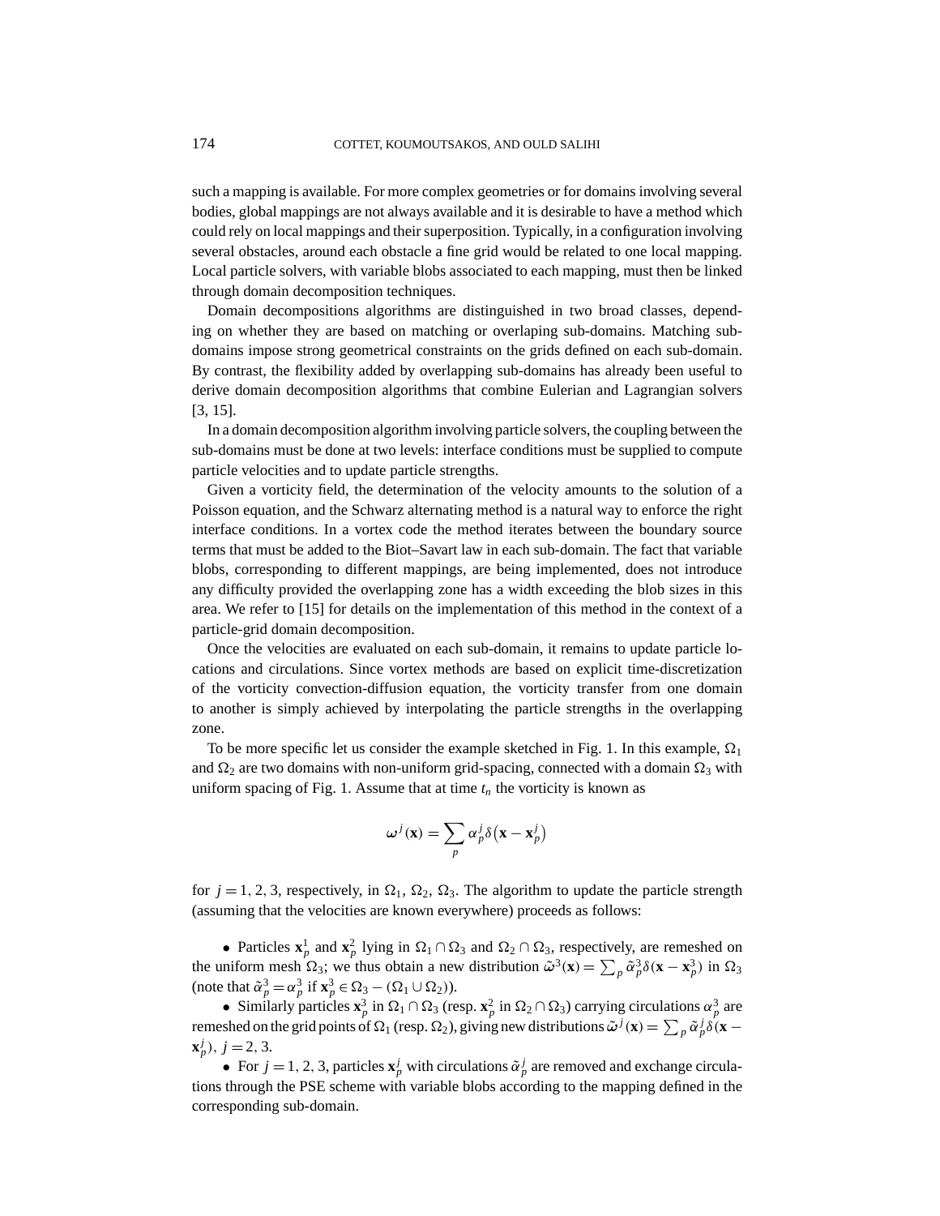such a mapping is available. For more complex geometries or for domains involving several bodies, global mappings are not always available and it is desirable to have a method which could rely on local mappings and their superposition. Typically, in a configuration involving several obstacles, around each obstacle a fine grid would be related to one local mapping. Local particle solvers, with variable blobs associated to each mapping, must then be linked through domain decomposition techniques.

Domain decompositions algorithms are distinguished in two broad classes, depending on whether they are based on matching or overlaping sub-domains. Matching sub-domains impose strong geometrical constraints on the grids defined on each sub-domain. By contrast, the flexibility added by overlapping sub-domains has already been useful to derive domain decomposition algorithms that combine Eulerian and Lagrangian solvers [3, 15].

In a domain decomposition algorithm involving particle solvers, the coupling between the sub-domains must be done at two levels: interface conditions must be supplied to compute particle velocities and to update particle strengths.

Given a vorticity field, the determination of the velocity amounts to the solution of a Poisson equation, and the Schwarz alternating method is a natural way to enforce the right interface conditions. In a vortex code the method iterates between the boundary source terms that must be added to the Biot–Savart law in each sub-domain. The fact that variable blobs, corresponding to different mappings, are being implemented, does not introduce any difficulty provided the overlapping zone has a width exceeding the blob sizes in this area. We refer to [15] for details on the implementation of this method in the context of a particle-grid domain decomposition.

Once the velocities are evaluated on each sub-domain, it remains to update particle locations and circulations. Since vortex methods are based on explicit time-discretization of the vorticity convection-diffusion equation, the vorticity transfer from one domain to another is simply achieved by interpolating the particle strengths in the overlapping zone.

To be more specific let us consider the example sketched in Fig. 1. In this example, $\Omega_1$ and $\Omega_2$ are two domains with non-uniform grid-spacing, connected with a domain $\Omega_3$ with uniform spacing of Fig. 1. Assume that at time $t_n$ the vorticity is known as

$$\omega^j(\mathbf{x}) = \sum_p \alpha_p^j \delta\left(\mathbf{x} - \mathbf{x}_p^j\right)$$

for $j = 1, 2, 3$, respectively, in $\Omega_1$, $\Omega_2$, $\Omega_3$. The algorithm to update the particle strength (assuming that the velocities are known everywhere) proceeds as follows:

- Particles $\mathbf{x}_p^1$ and $\mathbf{x}_p^2$ lying in $\Omega_1 \cap \Omega_3$ and $\Omega_2 \cap \Omega_3$, respectively, are remeshed on the uniform mesh $\Omega_3$; we thus obtain a new distribution $\tilde{\omega}^3(\mathbf{x}) = \sum_p \tilde{\alpha}_p^3 \delta(\mathbf{x} - \mathbf{x}_p^3)$ in $\Omega_3$ (note that $\tilde{\alpha}_p^3 = \alpha_p^3$ if $\mathbf{x}_p^3 \in \Omega_3 - (\Omega_1 \cup \Omega_2)$).
- Similarly particles $\mathbf{x}_p^3$ in $\Omega_1 \cap \Omega_3$ (resp. $\mathbf{x}_p^2$ in $\Omega_2 \cap \Omega_3$) carrying circulations $\alpha_p^3$ are remeshed on the grid points of $\Omega_1$ (resp. $\Omega_2$), giving new distributions $\tilde{\omega}^j(\mathbf{x}) = \sum_p \tilde{\alpha}_p^j \delta(\mathbf{x} - \mathbf{x}_p^j)$, $j = 2, 3$.
- For $j = 1, 2, 3$, particles $\mathbf{x}_p^j$ with circulations $\tilde{\alpha}_p^j$ are removed and exchange circulations through the PSE scheme with variable blobs according to the mapping defined in the corresponding sub-domain.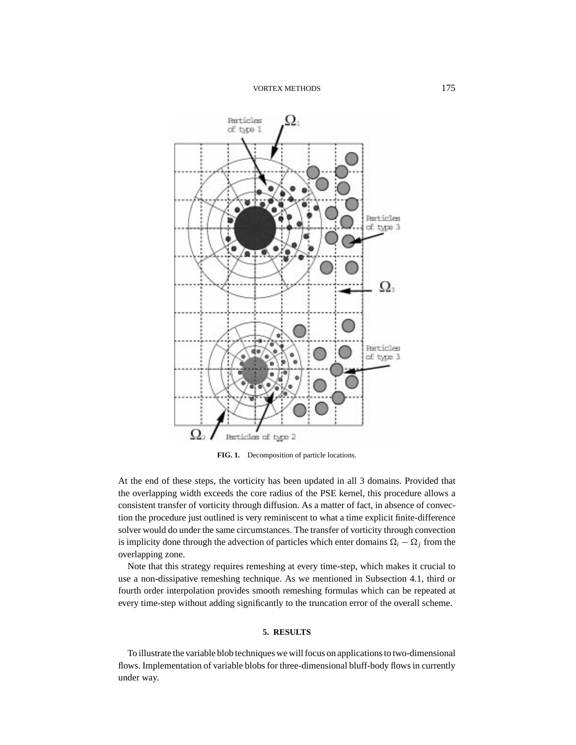FIG. 1. Decomposition of particle locations.

At the end of these steps, the vorticity has been updated in all 3 domains. Provided that the overlapping width exceeds the core radius of the PSE kernel, this procedure allows a consistent transfer of vorticity through diffusion. As a matter of fact, in absence of convection the procedure just outlined is very reminiscent to what a time explicit finite-difference solver would do under the same circumstances. The transfer of vorticity through convection is implicity done through the advection of particles which enter domains $\Omega_i - \Omega_j$ from the overlapping zone.

Note that this strategy requires remeshing at every time-step, which makes it crucial to use a non-dissipative remeshing technique. As we mentioned in Subsection 4.1, third or fourth order interpolation provides smooth remeshing formulas which can be repeated at every time-step without adding significantly to the truncation error of the overall scheme.

## 5. RESULTS

To illustrate the variable blob techniques we will focus on applications to two-dimensional flows. Implementation of variable blobs for three-dimensional bluff-body flows in currently under way.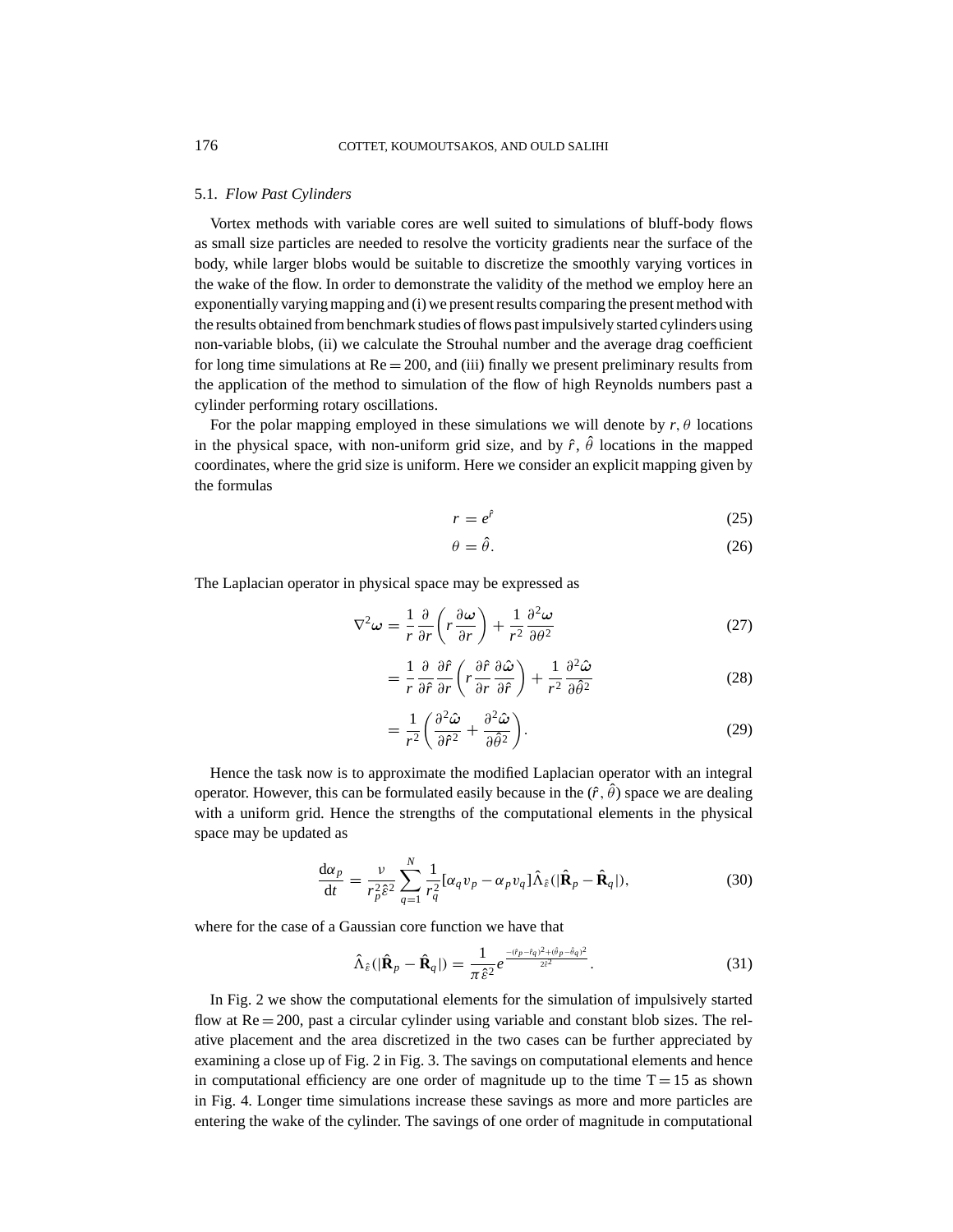### 5.1. *Flow Past Cylinders*

Vortex methods with variable cores are well suited to simulations of bluff-body flows as small size particles are needed to resolve the vorticity gradients near the surface of the body, while larger blobs would be suitable to discretize the smoothly varying vortices in the wake of the flow. In order to demonstrate the validity of the method we employ here an exponentially varying mapping and (i) we present results comparing the present method with the results obtained from benchmark studies of flows past impulsively started cylinders using non-variable blobs, (ii) we calculate the Strouhal number and the average drag coefficient for long time simulations at $\mathrm{Re} = 200$, and (iii) finally we present preliminary results from the application of the method to simulation of the flow of high Reynolds numbers past a cylinder performing rotary oscillations.

For the polar mapping employed in these simulations we will denote by $r, \theta$ locations in the physical space, with non-uniform grid size, and by $\hat{r}$, $\hat{\theta}$ locations in the mapped coordinates, where the grid size is uniform. Here we consider an explicit mapping given by the formulas

$$r = e^{\hat{r}} \tag{25}$$

$$\theta = \hat{\theta}. \tag{26}$$

The Laplacian operator in physical space may be expressed as

$$\nabla^2 \boldsymbol{\omega} = \frac{1}{r}\frac{\partial}{\partial r}\left(r\frac{\partial \boldsymbol{\omega}}{\partial r}\right) + \frac{1}{r^2}\frac{\partial^2 \boldsymbol{\omega}}{\partial \theta^2} \tag{27}$$

$$= \frac{1}{r}\frac{\partial}{\partial \hat{r}}\frac{\partial \hat{r}}{\partial r}\left(r\frac{\partial \hat{r}}{\partial r}\frac{\partial \hat{\boldsymbol{\omega}}}{\partial \hat{r}}\right) + \frac{1}{r^2}\frac{\partial^2 \hat{\boldsymbol{\omega}}}{\partial \hat{\theta}^2} \tag{28}$$

$$= \frac{1}{r^2}\left(\frac{\partial^2 \hat{\boldsymbol{\omega}}}{\partial \hat{r}^2} + \frac{\partial^2 \hat{\boldsymbol{\omega}}}{\partial \hat{\theta}^2}\right). \tag{29}$$

Hence the task now is to approximate the modified Laplacian operator with an integral operator. However, this can be formulated easily because in the $(\hat{r}, \hat{\theta})$ space we are dealing with a uniform grid. Hence the strengths of the computational elements in the physical space may be updated as

$$\frac{\mathrm{d}\alpha_p}{\mathrm{d}t} = \frac{\nu}{r_p^2 \hat{\varepsilon}^2}\sum_{q=1}^{N}\frac{1}{r_q^2}[\alpha_q v_p - \alpha_p v_q]\hat{\Lambda}_{\hat{\varepsilon}}(|\hat{\mathbf{R}}_p - \hat{\mathbf{R}}_q|), \tag{30}$$

where for the case of a Gaussian core function we have that

$$\hat{\Lambda}_{\hat{\varepsilon}}(|\hat{\mathbf{R}}_p - \hat{\mathbf{R}}_q|) = \frac{1}{\pi\hat{\varepsilon}^2}e^{\frac{-(\hat{r}_p - \hat{r}_q)^2 + (\hat{\theta}_p - \hat{\theta}_q)^2}{2\hat{\varepsilon}^2}}. \tag{31}$$

In Fig. 2 we show the computational elements for the simulation of impulsively started flow at $\mathrm{Re} = 200$, past a circular cylinder using variable and constant blob sizes. The relative placement and the area discretized in the two cases can be further appreciated by examining a close up of Fig. 2 in Fig. 3. The savings on computational elements and hence in computational efficiency are one order of magnitude up to the time $\mathrm{T} = 15$ as shown in Fig. 4. Longer time simulations increase these savings as more and more particles are entering the wake of the cylinder. The savings of one order of magnitude in computational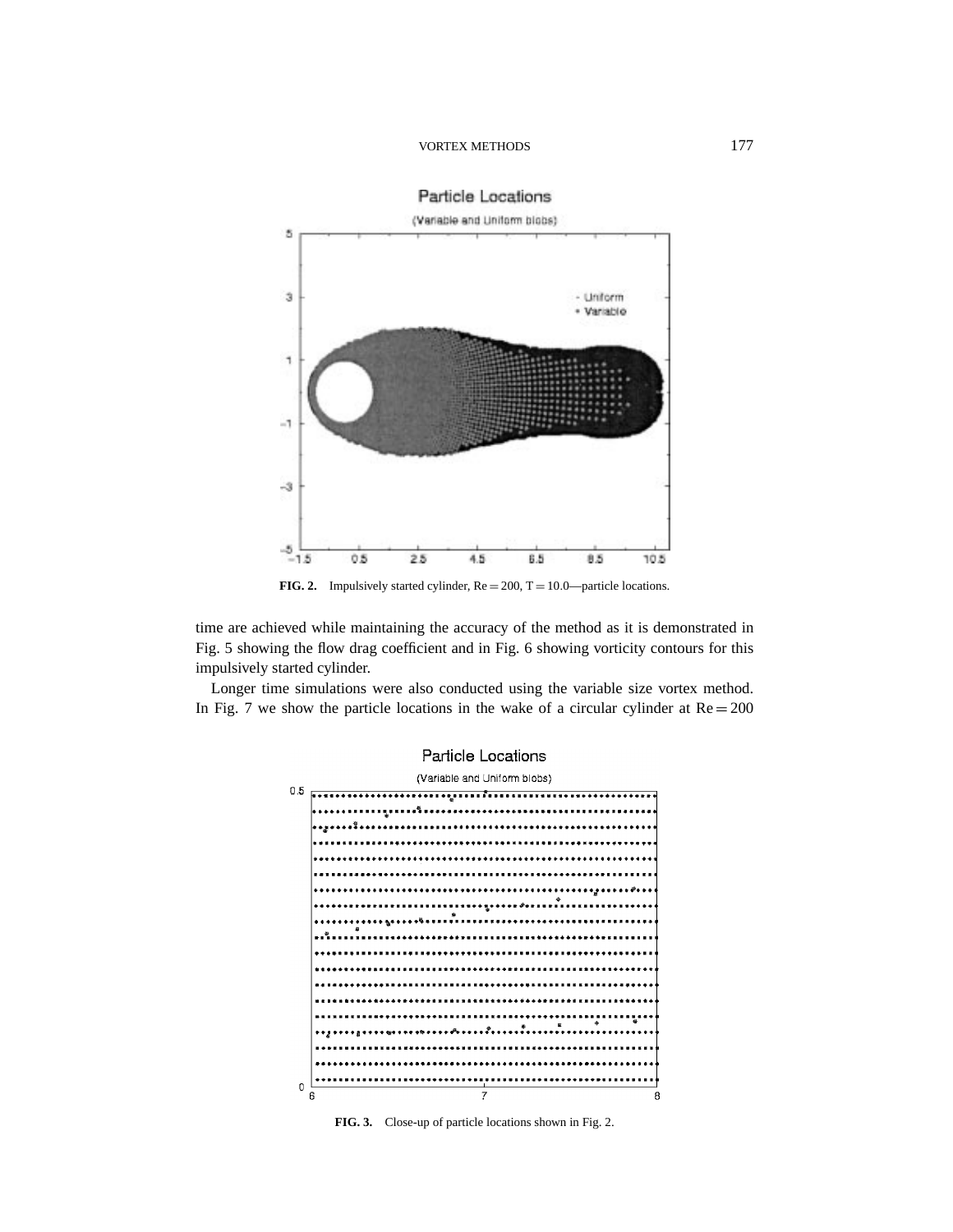**FIG. 2.** Impulsively started cylinder, $Re = 200$, $T = 10.0$—particle locations.

time are achieved while maintaining the accuracy of the method as it is demonstrated in Fig. 5 showing the flow drag coefficient and in Fig. 6 showing vorticity contours for this impulsively started cylinder.

Longer time simulations were also conducted using the variable size vortex method. In Fig. 7 we show the particle locations in the wake of a circular cylinder at $Re = 200$

**FIG. 3.** Close-up of particle locations shown in Fig. 2.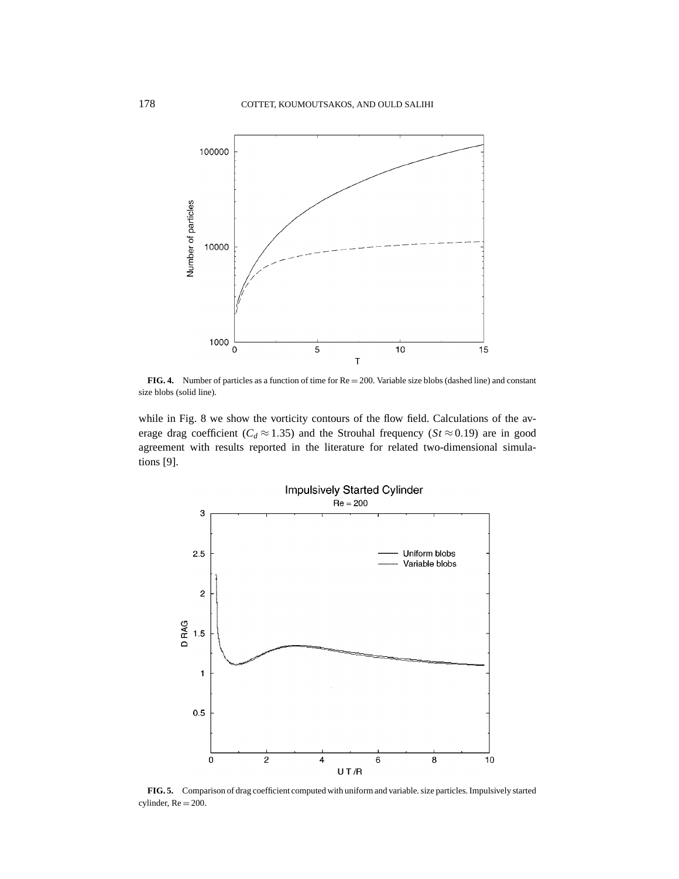**FIG. 4.** Number of particles as a function of time for Re = 200. Variable size blobs (dashed line) and constant size blobs (solid line).

while in Fig. 8 we show the vorticity contours of the flow field. Calculations of the average drag coefficient ($C_d \approx 1.35$) and the Strouhal frequency ($St \approx 0.19$) are in good agreement with results reported in the literature for related two-dimensional simulations [9].

**FIG. 5.** Comparison of drag coefficient computed with uniform and variable. size particles. Impulsively started cylinder, Re = 200.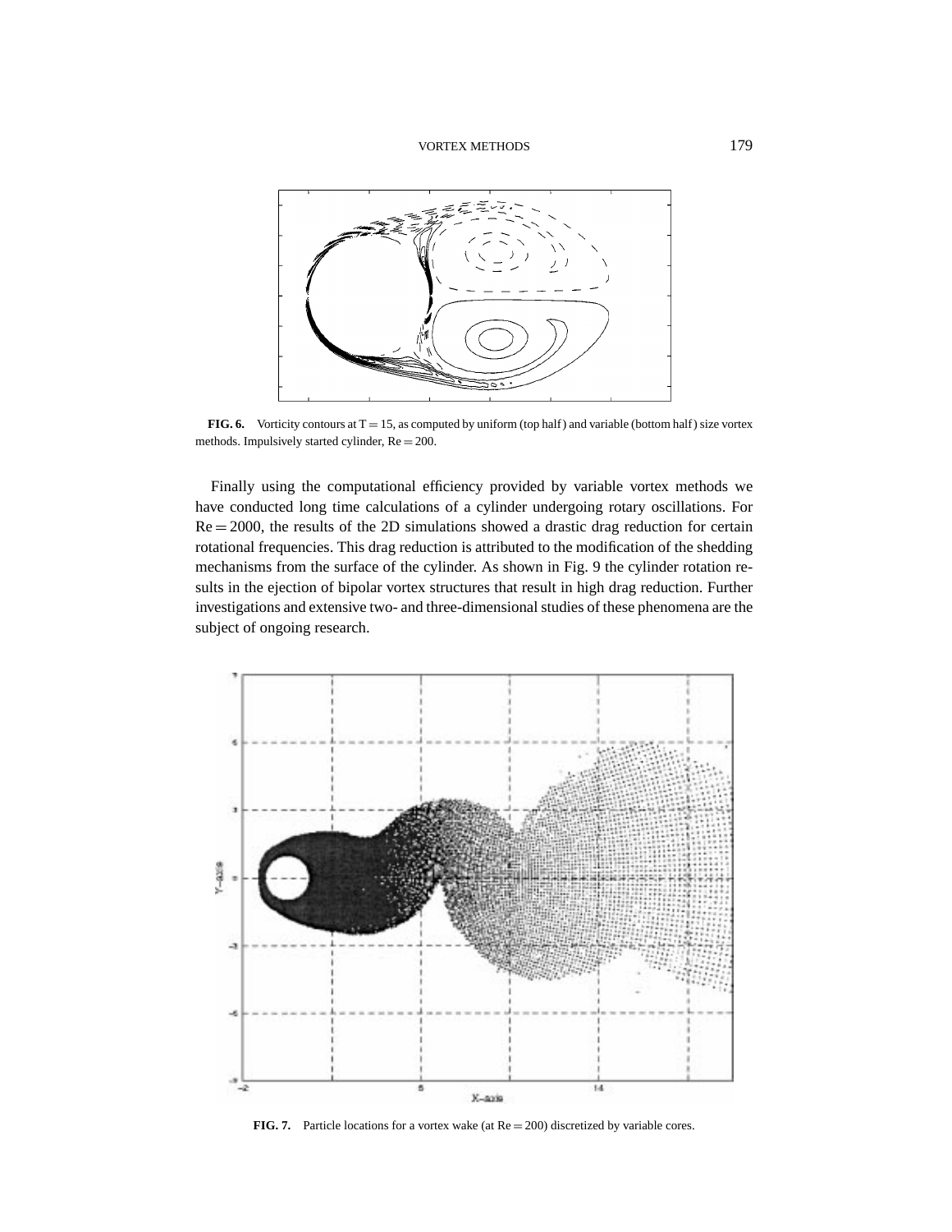**FIG. 6.** Vorticity contours at T = 15, as computed by uniform (top half) and variable (bottom half) size vortex methods. Impulsively started cylinder, Re = 200.

Finally using the computational efficiency provided by variable vortex methods we have conducted long time calculations of a cylinder undergoing rotary oscillations. For Re = 2000, the results of the 2D simulations showed a drastic drag reduction for certain rotational frequencies. This drag reduction is attributed to the modification of the shedding mechanisms from the surface of the cylinder. As shown in Fig. 9 the cylinder rotation results in the ejection of bipolar vortex structures that result in high drag reduction. Further investigations and extensive two- and three-dimensional studies of these phenomena are the subject of ongoing research.

**FIG. 7.** Particle locations for a vortex wake (at Re = 200) discretized by variable cores.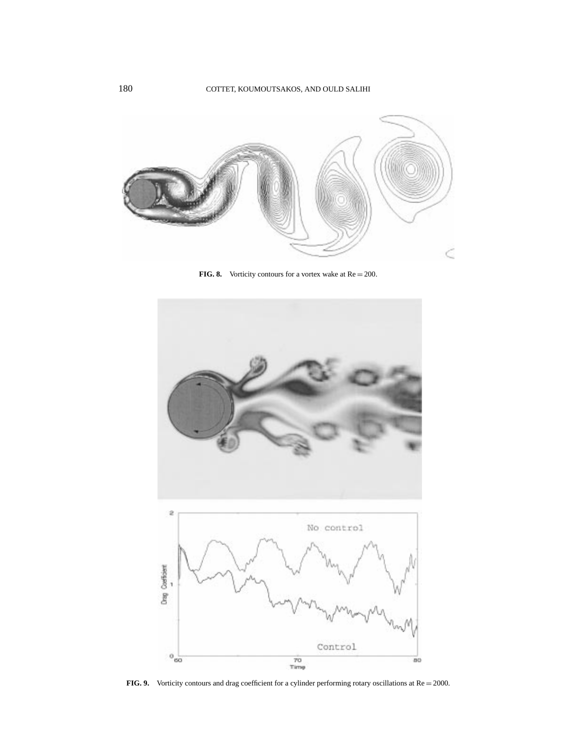**FIG. 8.** Vorticity contours for a vortex wake at Re = 200.

**FIG. 9.** Vorticity contours and drag coefficient for a cylinder performing rotary oscillations at Re = 2000.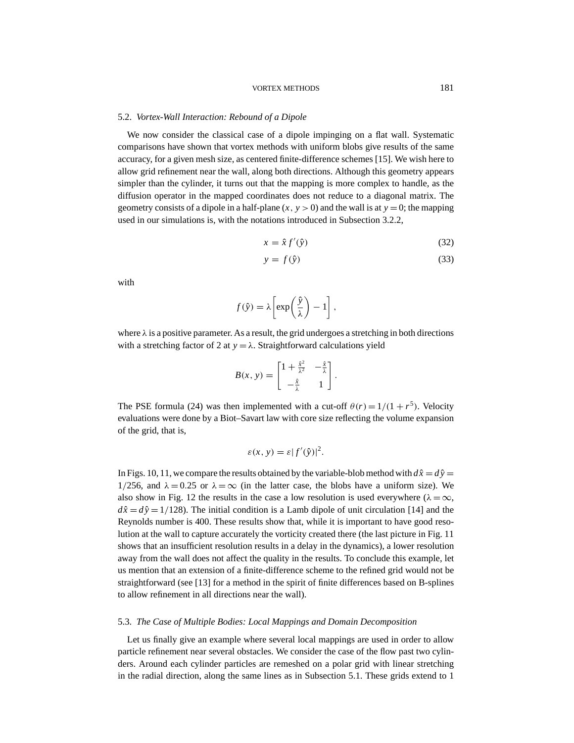### 5.2. *Vortex-Wall Interaction: Rebound of a Dipole*

We now consider the classical case of a dipole impinging on a flat wall. Systematic comparisons have shown that vortex methods with uniform blobs give results of the same accuracy, for a given mesh size, as centered finite-difference schemes [15]. We wish here to allow grid refinement near the wall, along both directions. Although this geometry appears simpler than the cylinder, it turns out that the mapping is more complex to handle, as the diffusion operator in the mapped coordinates does not reduce to a diagonal matrix. The geometry consists of a dipole in a half-plane $(x, y > 0)$ and the wall is at $y = 0$; the mapping used in our simulations is, with the notations introduced in Subsection 3.2.2,

$$x = \hat{x} f'(\hat{y}) \tag{32}$$

$$y = f(\hat{y}) \tag{33}$$

with

$$f(\hat{y}) = \lambda \left[ \exp\left( \frac{\hat{y}}{\lambda} \right) - 1 \right],$$

where $\lambda$ is a positive parameter. As a result, the grid undergoes a stretching in both directions with a stretching factor of 2 at $y = \lambda$. Straightforward calculations yield

$$B(x, y) = \begin{bmatrix} 1 + \frac{\hat{x}^2}{\lambda^2} & -\frac{\hat{x}}{\lambda} \\ -\frac{\hat{x}}{\lambda} & 1 \end{bmatrix}.$$

The PSE formula (24) was then implemented with a cut-off $\theta(r) = 1/(1 + r^5)$. Velocity evaluations were done by a Biot–Savart law with core size reflecting the volume expansion of the grid, that is,

$$\varepsilon(x, y) = \varepsilon |f'(\hat{y})|^2.$$

In Figs. 10, 11, we compare the results obtained by the variable-blob method with $d\hat{x} = d\hat{y} = 1/256$, and $\lambda = 0.25$ or $\lambda = \infty$ (in the latter case, the blobs have a uniform size). We also show in Fig. 12 the results in the case a low resolution is used everywhere ($\lambda = \infty$, $d\hat{x} = d\hat{y} = 1/128$). The initial condition is a Lamb dipole of unit circulation [14] and the Reynolds number is 400. These results show that, while it is important to have good resolution at the wall to capture accurately the vorticity created there (the last picture in Fig. 11 shows that an insufficient resolution results in a delay in the dynamics), a lower resolution away from the wall does not affect the quality in the results. To conclude this example, let us mention that an extension of a finite-difference scheme to the refined grid would not be straightforward (see [13] for a method in the spirit of finite differences based on B-splines to allow refinement in all directions near the wall).

### 5.3. *The Case of Multiple Bodies: Local Mappings and Domain Decomposition*

Let us finally give an example where several local mappings are used in order to allow particle refinement near several obstacles. We consider the case of the flow past two cylinders. Around each cylinder particles are remeshed on a polar grid with linear stretching in the radial direction, along the same lines as in Subsection 5.1. These grids extend to 1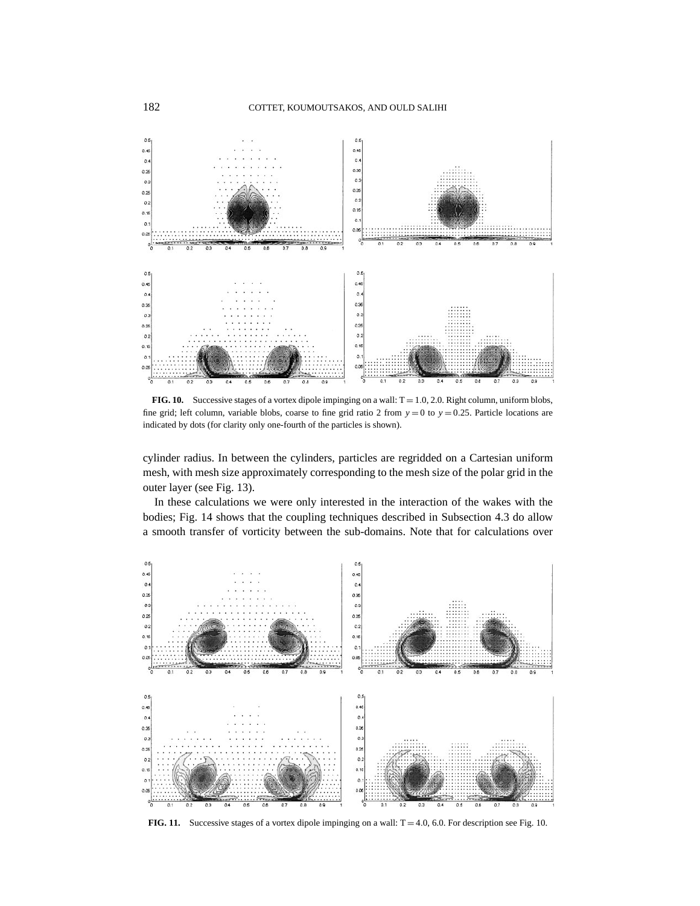**FIG. 10.** Successive stages of a vortex dipole impinging on a wall: T = 1.0, 2.0. Right column, uniform blobs, fine grid; left column, variable blobs, coarse to fine grid ratio 2 from $y = 0$ to $y = 0.25$. Particle locations are indicated by dots (for clarity only one-fourth of the particles is shown).

cylinder radius. In between the cylinders, particles are regridded on a Cartesian uniform mesh, with mesh size approximately corresponding to the mesh size of the polar grid in the outer layer (see Fig. 13).

In these calculations we were only interested in the interaction of the wakes with the bodies; Fig. 14 shows that the coupling techniques described in Subsection 4.3 do allow a smooth transfer of vorticity between the sub-domains. Note that for calculations over

**FIG. 11.** Successive stages of a vortex dipole impinging on a wall: T = 4.0, 6.0. For description see Fig. 10.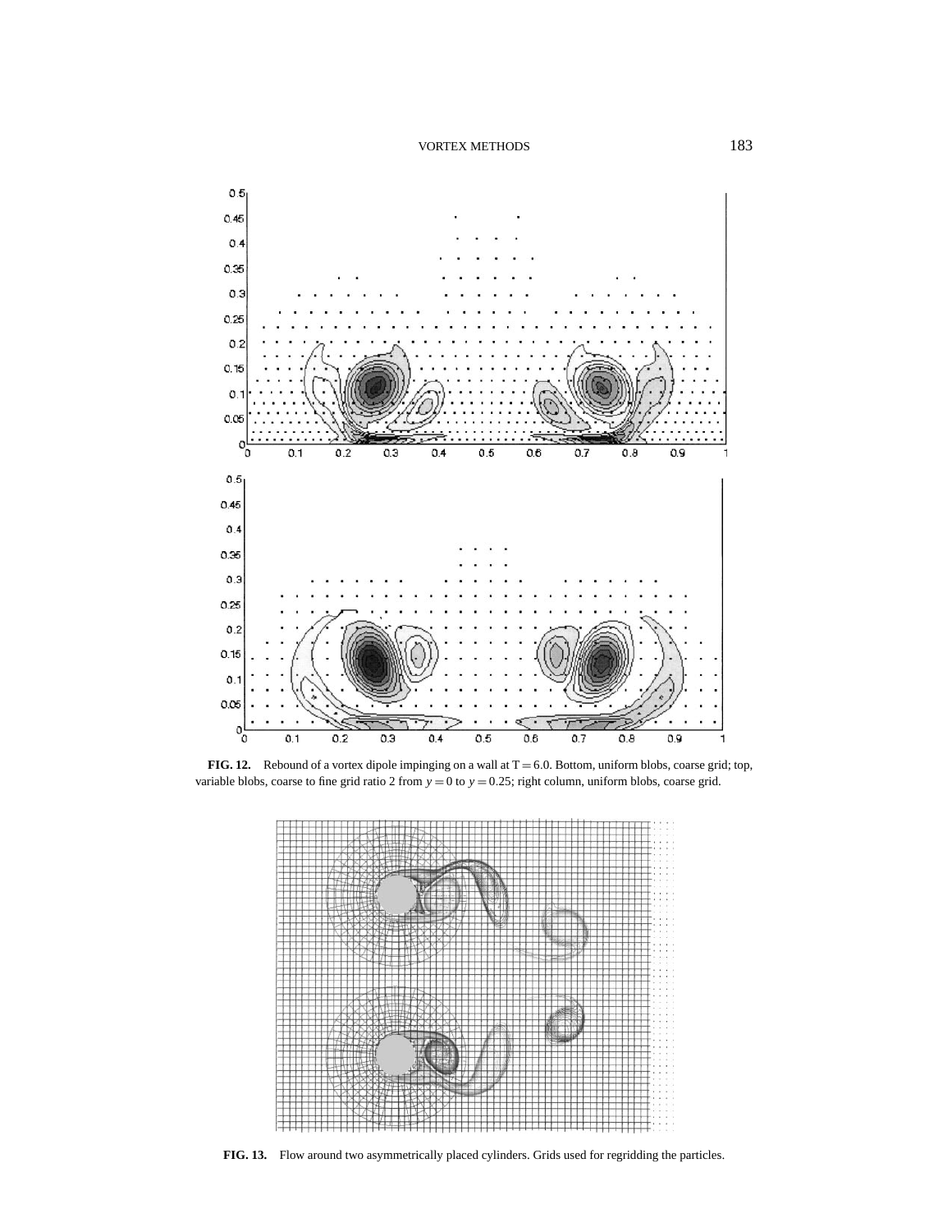**FIG. 12.** Rebound of a vortex dipole impinging on a wall at $T = 6.0$. Bottom, uniform blobs, coarse grid; top, variable blobs, coarse to fine grid ratio 2 from $y = 0$ to $y = 0.25$; right column, uniform blobs, coarse grid.

**FIG. 13.** Flow around two asymmetrically placed cylinders. Grids used for regridding the particles.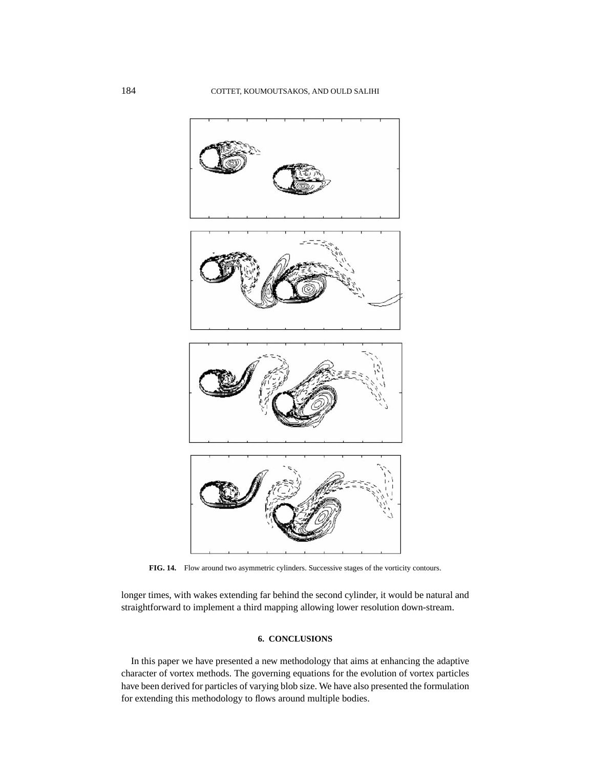**FIG. 14.** Flow around two asymmetric cylinders. Successive stages of the vorticity contours.

longer times, with wakes extending far behind the second cylinder, it would be natural and straightforward to implement a third mapping allowing lower resolution down-stream.

## 6. CONCLUSIONS

In this paper we have presented a new methodology that aims at enhancing the adaptive character of vortex methods. The governing equations for the evolution of vortex particles have been derived for particles of varying blob size. We have also presented the formulation for extending this methodology to flows around multiple bodies.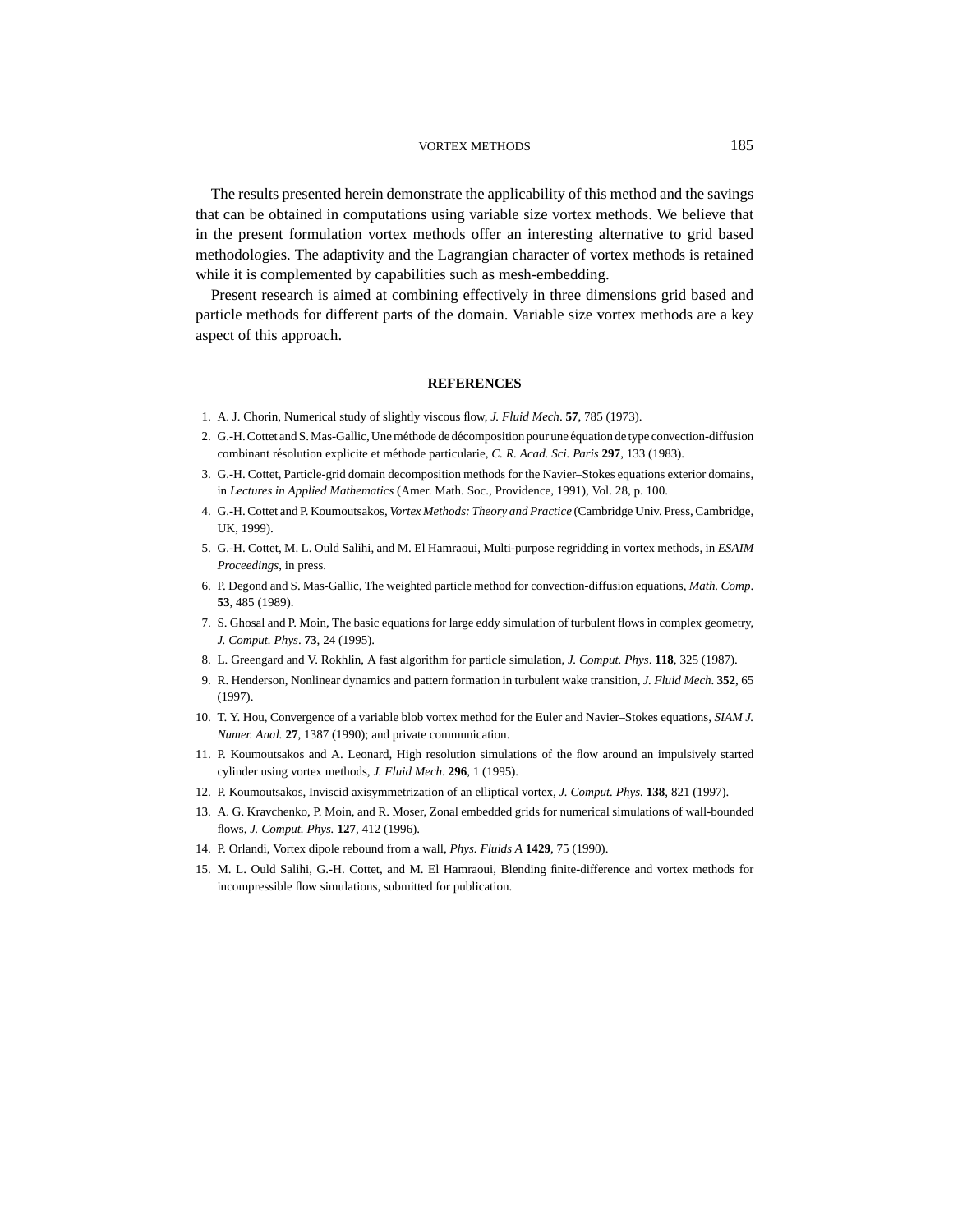The results presented herein demonstrate the applicability of this method and the savings that can be obtained in computations using variable size vortex methods. We believe that in the present formulation vortex methods offer an interesting alternative to grid based methodologies. The adaptivity and the Lagrangian character of vortex methods is retained while it is complemented by capabilities such as mesh-embedding.

Present research is aimed at combining effectively in three dimensions grid based and particle methods for different parts of the domain. Variable size vortex methods are a key aspect of this approach.

## REFERENCES

1. A. J. Chorin, Numerical study of slightly viscous flow, *J. Fluid Mech*. **57**, 785 (1973).
2. G.-H. Cottet and S. Mas-Gallic, Une méthode de décomposition pour une équation de type convection-diffusion combinant résolution explicite et méthode particularie, *C. R. Acad. Sci. Paris* **297**, 133 (1983).
3. G.-H. Cottet, Particle-grid domain decomposition methods for the Navier–Stokes equations exterior domains, in *Lectures in Applied Mathematics* (Amer. Math. Soc., Providence, 1991), Vol. 28, p. 100.
4. G.-H. Cottet and P. Koumoutsakos, *Vortex Methods: Theory and Practice* (Cambridge Univ. Press, Cambridge, UK, 1999).
5. G.-H. Cottet, M. L. Ould Salihi, and M. El Hamraoui, Multi-purpose regridding in vortex methods, in *ESAIM Proceedings*, in press.
6. P. Degond and S. Mas-Gallic, The weighted particle method for convection-diffusion equations, *Math. Comp*. **53**, 485 (1989).
7. S. Ghosal and P. Moin, The basic equations for large eddy simulation of turbulent flows in complex geometry, *J. Comput. Phys*. **73**, 24 (1995).
8. L. Greengard and V. Rokhlin, A fast algorithm for particle simulation, *J. Comput. Phys*. **118**, 325 (1987).
9. R. Henderson, Nonlinear dynamics and pattern formation in turbulent wake transition, *J. Fluid Mech.* **352**, 65 (1997).
10. T. Y. Hou, Convergence of a variable blob vortex method for the Euler and Navier–Stokes equations, *SIAM J. Numer. Anal.* **27**, 1387 (1990); and private communication.
11. P. Koumoutsakos and A. Leonard, High resolution simulations of the flow around an impulsively started cylinder using vortex methods, *J. Fluid Mech.* **296**, 1 (1995).
12. P. Koumoutsakos, Inviscid axisymmetrization of an elliptical vortex, *J. Comput. Phys.* **138**, 821 (1997).
13. A. G. Kravchenko, P. Moin, and R. Moser, Zonal embedded grids for numerical simulations of wall-bounded flows, *J. Comput. Phys.* **127**, 412 (1996).
14. P. Orlandi, Vortex dipole rebound from a wall, *Phys. Fluids A* **1429**, 75 (1990).
15. M. L. Ould Salihi, G.-H. Cottet, and M. El Hamraoui, Blending finite-difference and vortex methods for incompressible flow simulations, submitted for publication.